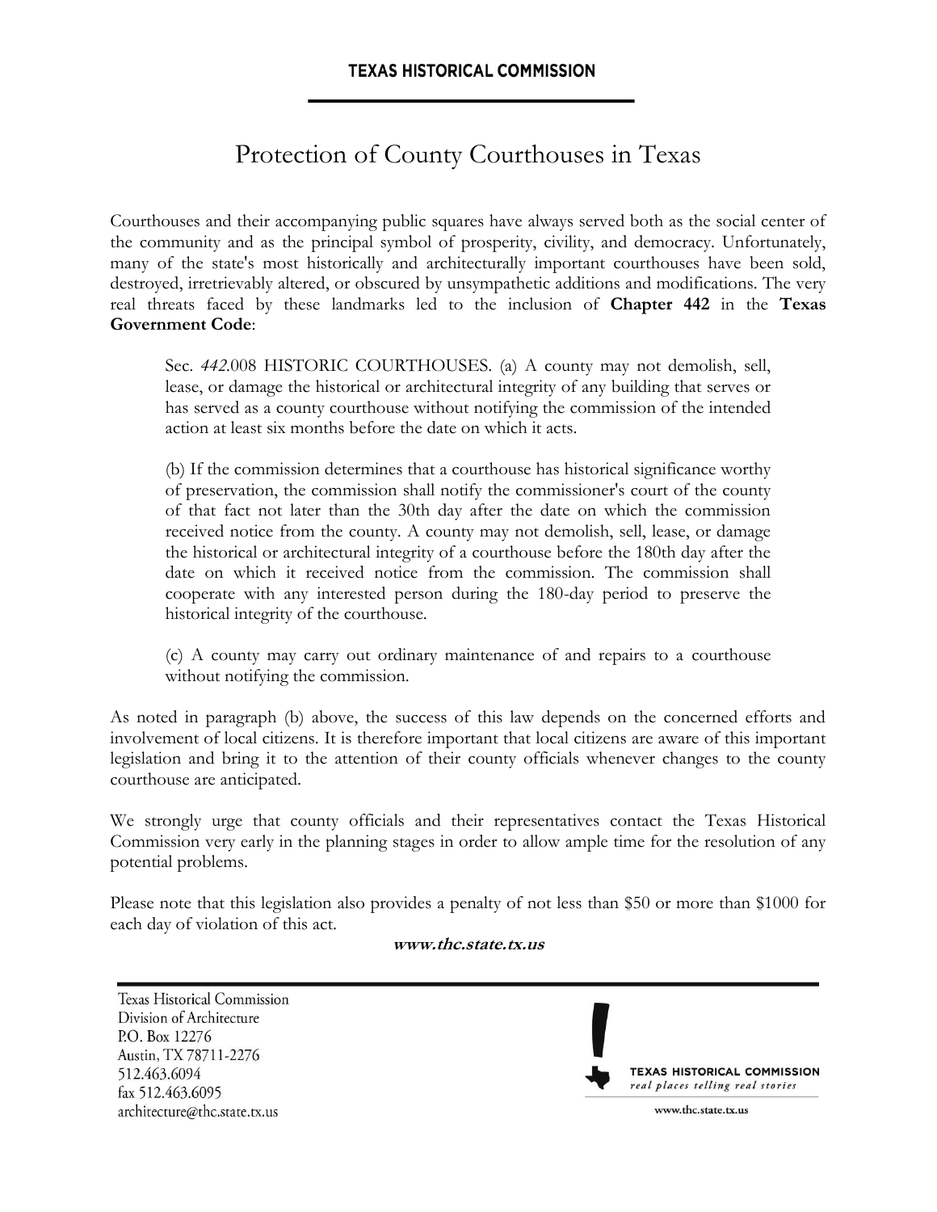**TEXAS HISTORICAL COMMISSION**

# Protection of County Courthouses in Texas

Courthouses and their accompanying public squares have always served both as the social center of the community and as the principal symbol of prosperity, civility, and democracy. Unfortunately, many of the state's most historically and architecturally important courthouses have been sold, destroyed, irretrievably altered, or obscured by unsympathetic additions and modifications. The very real threats faced by these landmarks led to the inclusion of **Chapter 442** in the **Texas Government Code**:

> Sec. *442*.008 HISTORIC COURTHOUSES. (a) A county may not demolish, sell, lease, or damage the historical or architectural integrity of any building that serves or has served as a county courthouse without notifying the commission of the intended action at least six months before the date on which it acts.
>
> (b) If the commission determines that a courthouse has historical significance worthy of preservation, the commission shall notify the commissioner's court of the county of that fact not later than the 30th day after the date on which the commission received notice from the county. A county may not demolish, sell, lease, or damage the historical or architectural integrity of a courthouse before the 180th day after the date on which it received notice from the commission. The commission shall cooperate with any interested person during the 180-day period to preserve the historical integrity of the courthouse.
>
> (c) A county may carry out ordinary maintenance of and repairs to a courthouse without notifying the commission.

As noted in paragraph (b) above, the success of this law depends on the concerned efforts and involvement of local citizens. It is therefore important that local citizens are aware of this important legislation and bring it to the attention of their county officials whenever changes to the county courthouse are anticipated.

We strongly urge that county officials and their representatives contact the Texas Historical Commission very early in the planning stages in order to allow ample time for the resolution of any potential problems.

Please note that this legislation also provides a penalty of not less than $50 or more than $1000 for each day of violation of this act.

***www.thc.state.tx.us***

Texas Historical Commission
Division of Architecture
P.O. Box 12276
Austin, TX 78711-2276
512.463.6094
fax 512.463.6095
architecture@thc.state.tx.us

**TEXAS HISTORICAL COMMISSION**
*real places telling real stories*
www.thc.state.tx.us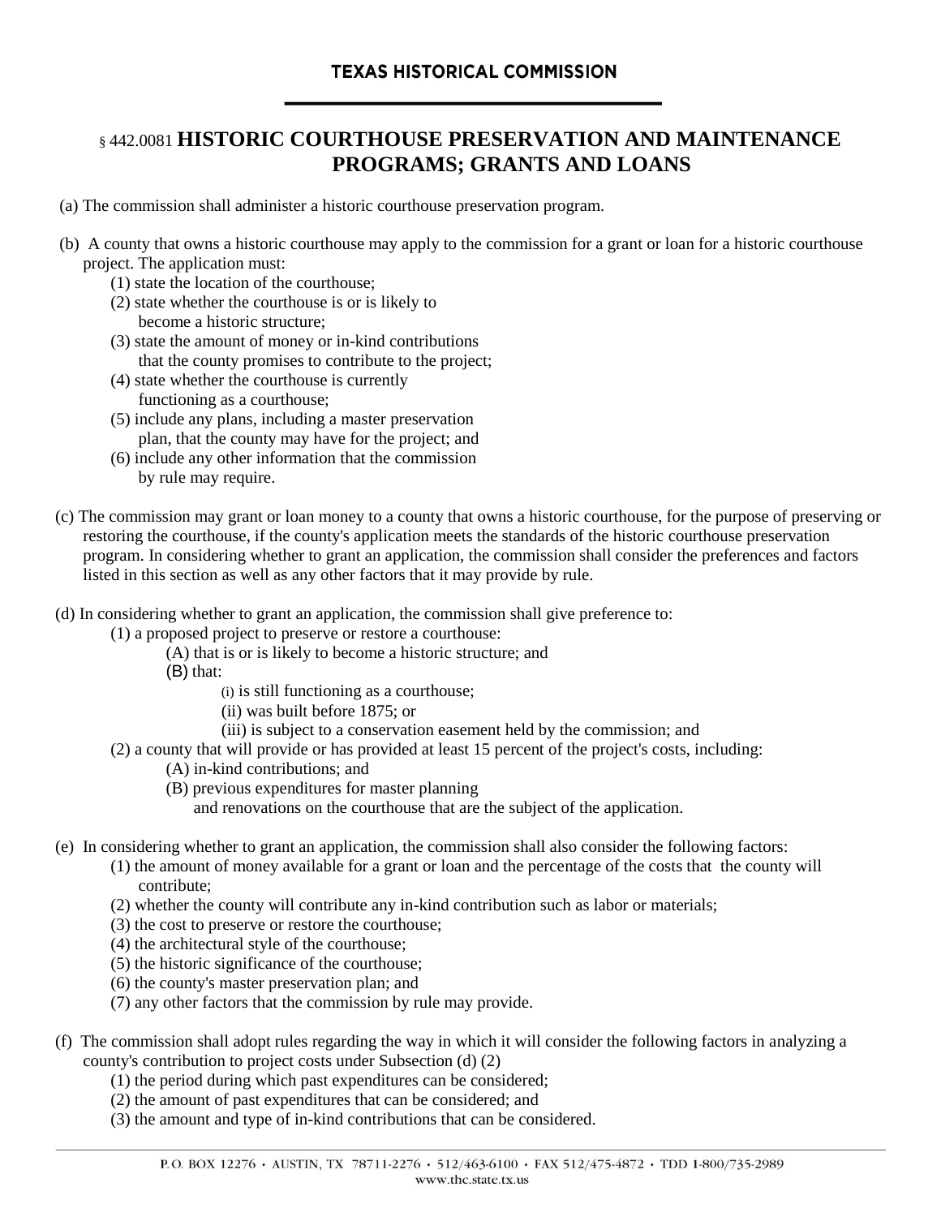# TEXAS HISTORICAL COMMISSION

## § 442.0081 HISTORIC COURTHOUSE PRESERVATION AND MAINTENANCE PROGRAMS; GRANTS AND LOANS

(a) The commission shall administer a historic courthouse preservation program.

(b) A county that owns a historic courthouse may apply to the commission for a grant or loan for a historic courthouse project. The application must:

- (1) state the location of the courthouse;
- (2) state whether the courthouse is or is likely to become a historic structure;
- (3) state the amount of money or in-kind contributions that the county promises to contribute to the project;
- (4) state whether the courthouse is currently functioning as a courthouse;
- (5) include any plans, including a master preservation plan, that the county may have for the project; and
- (6) include any other information that the commission by rule may require.

(c) The commission may grant or loan money to a county that owns a historic courthouse, for the purpose of preserving or restoring the courthouse, if the county's application meets the standards of the historic courthouse preservation program. In considering whether to grant an application, the commission shall consider the preferences and factors listed in this section as well as any other factors that it may provide by rule.

(d) In considering whether to grant an application, the commission shall give preference to:

- (1) a proposed project to preserve or restore a courthouse:
  - (A) that is or is likely to become a historic structure; and
  - (B) that:
    - (i) is still functioning as a courthouse;
    - (ii) was built before 1875; or
    - (iii) is subject to a conservation easement held by the commission; and
- (2) a county that will provide or has provided at least 15 percent of the project's costs, including:
  - (A) in-kind contributions; and
  - (B) previous expenditures for master planning and renovations on the courthouse that are the subject of the application.

(e) In considering whether to grant an application, the commission shall also consider the following factors:

- (1) the amount of money available for a grant or loan and the percentage of the costs that the county will contribute;
- (2) whether the county will contribute any in-kind contribution such as labor or materials;
- (3) the cost to preserve or restore the courthouse;
- (4) the architectural style of the courthouse;
- (5) the historic significance of the courthouse;
- (6) the county's master preservation plan; and
- (7) any other factors that the commission by rule may provide.

(f) The commission shall adopt rules regarding the way in which it will consider the following factors in analyzing a county's contribution to project costs under Subsection (d) (2)

- (1) the period during which past expenditures can be considered;
- (2) the amount of past expenditures that can be considered; and
- (3) the amount and type of in-kind contributions that can be considered.

P.O. BOX 12276 • AUSTIN, TX 78711-2276 • 512/463-6100 • FAX 512/475-4872 • TDD 1-800/735-2989
www.thc.state.tx.us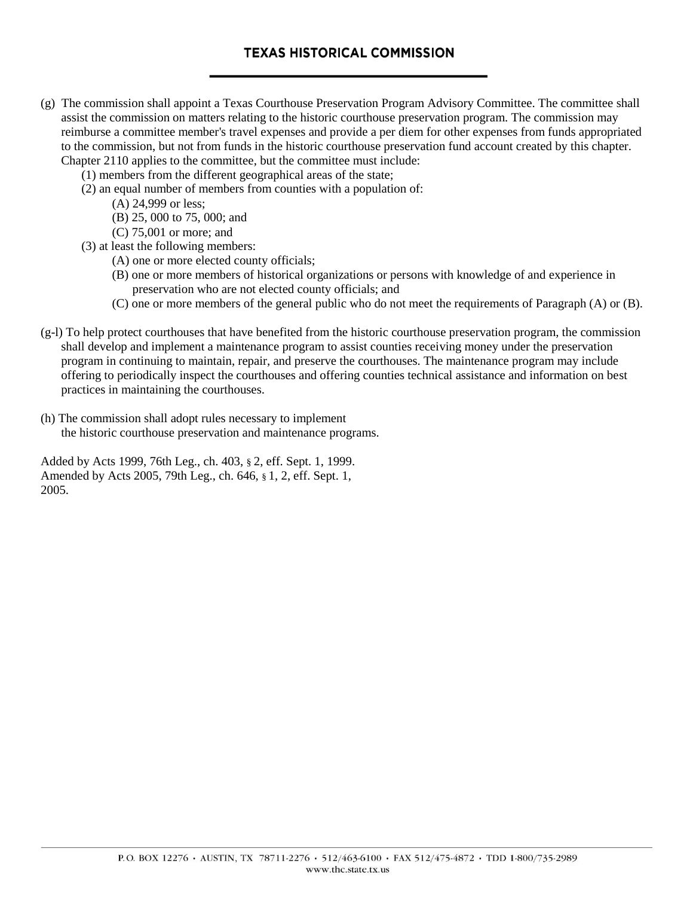(g) The commission shall appoint a Texas Courthouse Preservation Program Advisory Committee. The committee shall assist the commission on matters relating to the historic courthouse preservation program. The commission may reimburse a committee member's travel expenses and provide a per diem for other expenses from funds appropriated to the commission, but not from funds in the historic courthouse preservation fund account created by this chapter. Chapter 2110 applies to the committee, but the committee must include:

- (1) members from the different geographical areas of the state;
- (2) an equal number of members from counties with a population of:
  - (A) 24,999 or less;
  - (B) 25, 000 to 75, 000; and
  - (C) 75,001 or more; and
- (3) at least the following members:
  - (A) one or more elected county officials;
  - (B) one or more members of historical organizations or persons with knowledge of and experience in preservation who are not elected county officials; and
  - (C) one or more members of the general public who do not meet the requirements of Paragraph (A) or (B).

(g-l) To help protect courthouses that have benefited from the historic courthouse preservation program, the commission shall develop and implement a maintenance program to assist counties receiving money under the preservation program in continuing to maintain, repair, and preserve the courthouses. The maintenance program may include offering to periodically inspect the courthouses and offering counties technical assistance and information on best practices in maintaining the courthouses.

(h) The commission shall adopt rules necessary to implement the historic courthouse preservation and maintenance programs.

Added by Acts 1999, 76th Leg., ch. 403, § 2, eff. Sept. 1, 1999.
Amended by Acts 2005, 79th Leg., ch. 646, § 1, 2, eff. Sept. 1, 2005.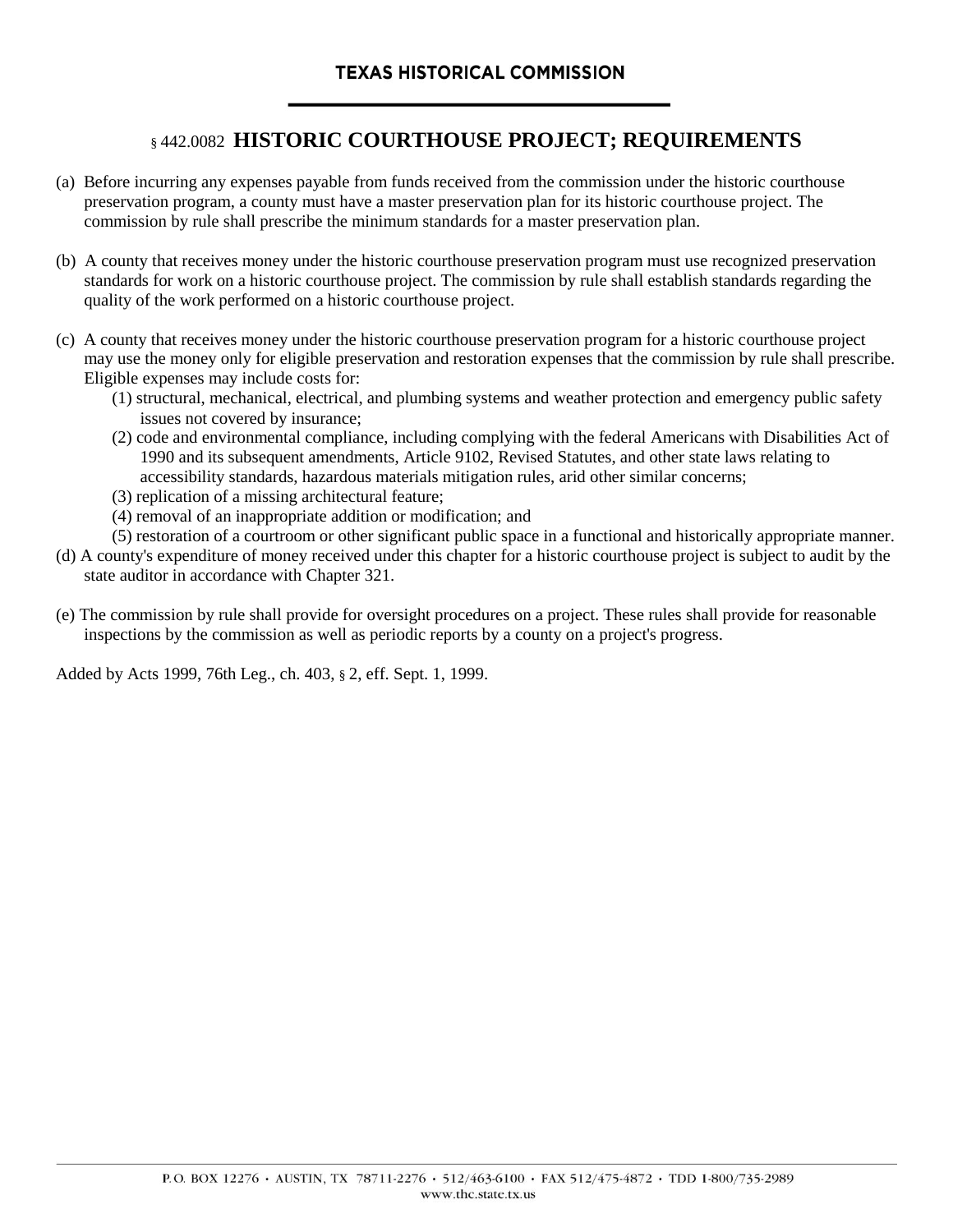# TEXAS HISTORICAL COMMISSION

## § 442.0082 HISTORIC COURTHOUSE PROJECT; REQUIREMENTS

(a) Before incurring any expenses payable from funds received from the commission under the historic courthouse preservation program, a county must have a master preservation plan for its historic courthouse project. The commission by rule shall prescribe the minimum standards for a master preservation plan.

(b) A county that receives money under the historic courthouse preservation program must use recognized preservation standards for work on a historic courthouse project. The commission by rule shall establish standards regarding the quality of the work performed on a historic courthouse project.

(c) A county that receives money under the historic courthouse preservation program for a historic courthouse project may use the money only for eligible preservation and restoration expenses that the commission by rule shall prescribe. Eligible expenses may include costs for:

- (1) structural, mechanical, electrical, and plumbing systems and weather protection and emergency public safety issues not covered by insurance;
- (2) code and environmental compliance, including complying with the federal Americans with Disabilities Act of 1990 and its subsequent amendments, Article 9102, Revised Statutes, and other state laws relating to accessibility standards, hazardous materials mitigation rules, arid other similar concerns;
- (3) replication of a missing architectural feature;
- (4) removal of an inappropriate addition or modification; and
- (5) restoration of a courtroom or other significant public space in a functional and historically appropriate manner.

(d) A county's expenditure of money received under this chapter for a historic courthouse project is subject to audit by the state auditor in accordance with Chapter 321.

(e) The commission by rule shall provide for oversight procedures on a project. These rules shall provide for reasonable inspections by the commission as well as periodic reports by a county on a project's progress.

Added by Acts 1999, 76th Leg., ch. 403, § 2, eff. Sept. 1, 1999.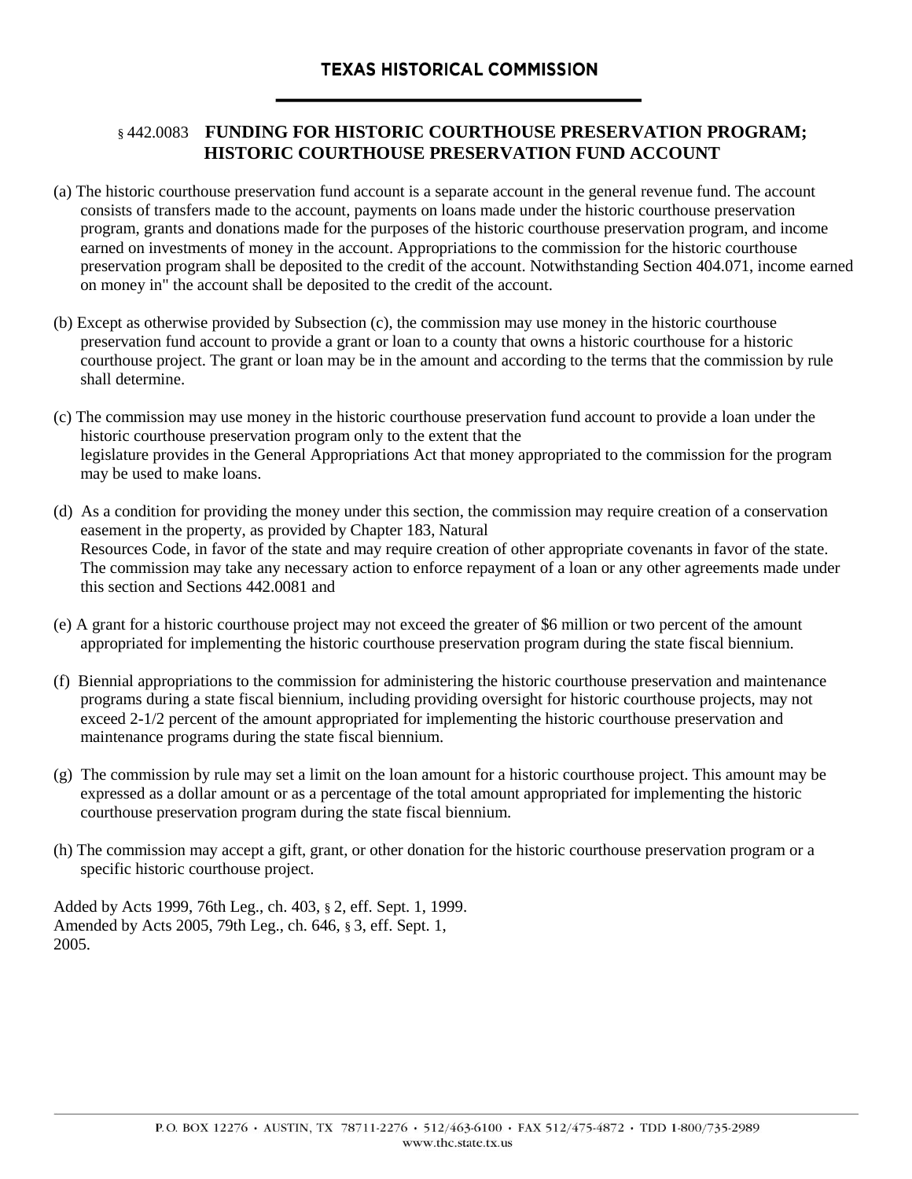# TEXAS HISTORICAL COMMISSION

## § 442.0083 FUNDING FOR HISTORIC COURTHOUSE PRESERVATION PROGRAM; HISTORIC COURTHOUSE PRESERVATION FUND ACCOUNT

(a) The historic courthouse preservation fund account is a separate account in the general revenue fund. The account consists of transfers made to the account, payments on loans made under the historic courthouse preservation program, grants and donations made for the purposes of the historic courthouse preservation program, and income earned on investments of money in the account. Appropriations to the commission for the historic courthouse preservation program shall be deposited to the credit of the account. Notwithstanding Section 404.071, income earned on money in" the account shall be deposited to the credit of the account.

(b) Except as otherwise provided by Subsection (c), the commission may use money in the historic courthouse preservation fund account to provide a grant or loan to a county that owns a historic courthouse for a historic courthouse project. The grant or loan may be in the amount and according to the terms that the commission by rule shall determine.

(c) The commission may use money in the historic courthouse preservation fund account to provide a loan under the historic courthouse preservation program only to the extent that the legislature provides in the General Appropriations Act that money appropriated to the commission for the program may be used to make loans.

(d) As a condition for providing the money under this section, the commission may require creation of a conservation easement in the property, as provided by Chapter 183, Natural Resources Code, in favor of the state and may require creation of other appropriate covenants in favor of the state. The commission may take any necessary action to enforce repayment of a loan or any other agreements made under this section and Sections 442.0081 and

(e) A grant for a historic courthouse project may not exceed the greater of $6 million or two percent of the amount appropriated for implementing the historic courthouse preservation program during the state fiscal biennium.

(f) Biennial appropriations to the commission for administering the historic courthouse preservation and maintenance programs during a state fiscal biennium, including providing oversight for historic courthouse projects, may not exceed 2-1/2 percent of the amount appropriated for implementing the historic courthouse preservation and maintenance programs during the state fiscal biennium.

(g) The commission by rule may set a limit on the loan amount for a historic courthouse project. This amount may be expressed as a dollar amount or as a percentage of the total amount appropriated for implementing the historic courthouse preservation program during the state fiscal biennium.

(h) The commission may accept a gift, grant, or other donation for the historic courthouse preservation program or a specific historic courthouse project.

Added by Acts 1999, 76th Leg., ch. 403, § 2, eff. Sept. 1, 1999.
Amended by Acts 2005, 79th Leg., ch. 646, § 3, eff. Sept. 1, 2005.

P.O. BOX 12276 • AUSTIN, TX 78711-2276 • 512/463-6100 • FAX 512/475-4872 • TDD 1-800/735-2989
www.thc.state.tx.us